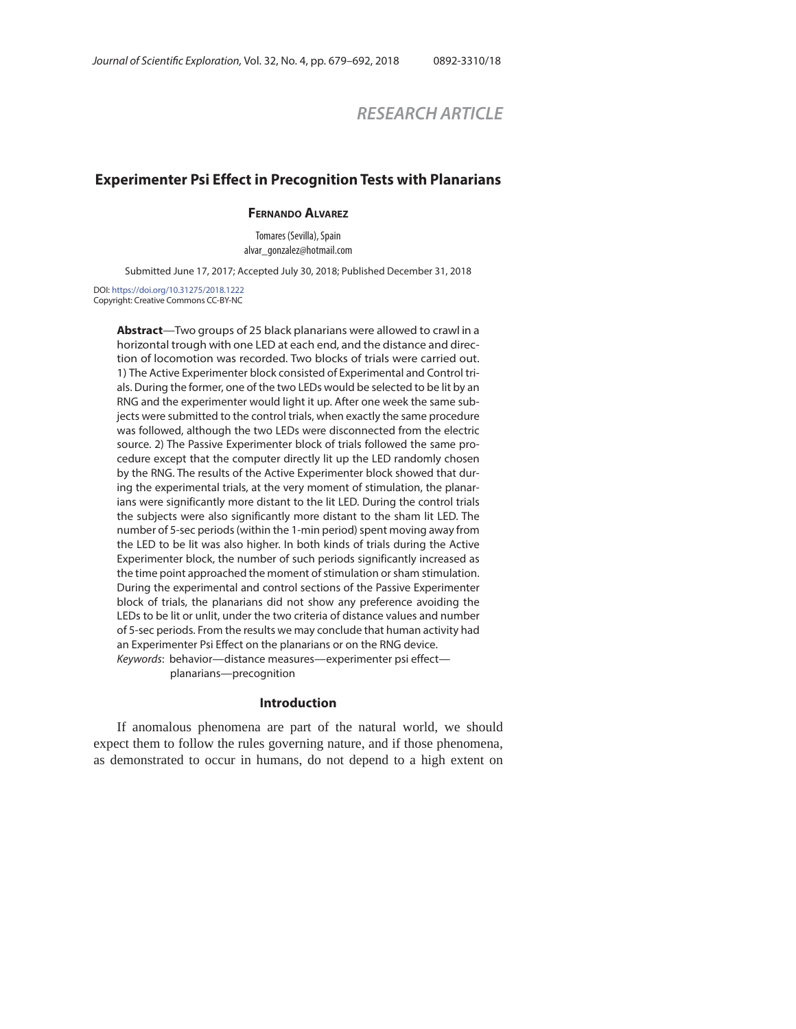RESEARCH ARTICLE

# Experimenter Psi Effect in Precognition Tests with Planarians

**Fernando Alvarez**

Tomares (Sevilla), Spain
alvar_gonzalez@hotmail.com

Submitted June 17, 2017; Accepted July 30, 2018; Published December 31, 2018

DOI: https://doi.org/10.31275/2018.1222
Copyright: Creative Commons CC-BY-NC

**Abstract**—Two groups of 25 black planarians were allowed to crawl in a horizontal trough with one LED at each end, and the distance and direction of locomotion was recorded. Two blocks of trials were carried out. 1) The Active Experimenter block consisted of Experimental and Control trials. During the former, one of the two LEDs would be selected to be lit by an RNG and the experimenter would light it up. After one week the same subjects were submitted to the control trials, when exactly the same procedure was followed, although the two LEDs were disconnected from the electric source. 2) The Passive Experimenter block of trials followed the same procedure except that the computer directly lit up the LED randomly chosen by the RNG. The results of the Active Experimenter block showed that during the experimental trials, at the very moment of stimulation, the planarians were significantly more distant to the lit LED. During the control trials the subjects were also significantly more distant to the sham lit LED. The number of 5-sec periods (within the 1-min period) spent moving away from the LED to be lit was also higher. In both kinds of trials during the Active Experimenter block, the number of such periods significantly increased as the time point approached the moment of stimulation or sham stimulation. During the experimental and control sections of the Passive Experimenter block of trials, the planarians did not show any preference avoiding the LEDs to be lit or unlit, under the two criteria of distance values and number of 5-sec periods. From the results we may conclude that human activity had an Experimenter Psi Effect on the planarians or on the RNG device.

*Keywords*: behavior—distance measures—experimenter psi effect—planarians—precognition

## Introduction

If anomalous phenomena are part of the natural world, we should expect them to follow the rules governing nature, and if those phenomena, as demonstrated to occur in humans, do not depend to a high extent on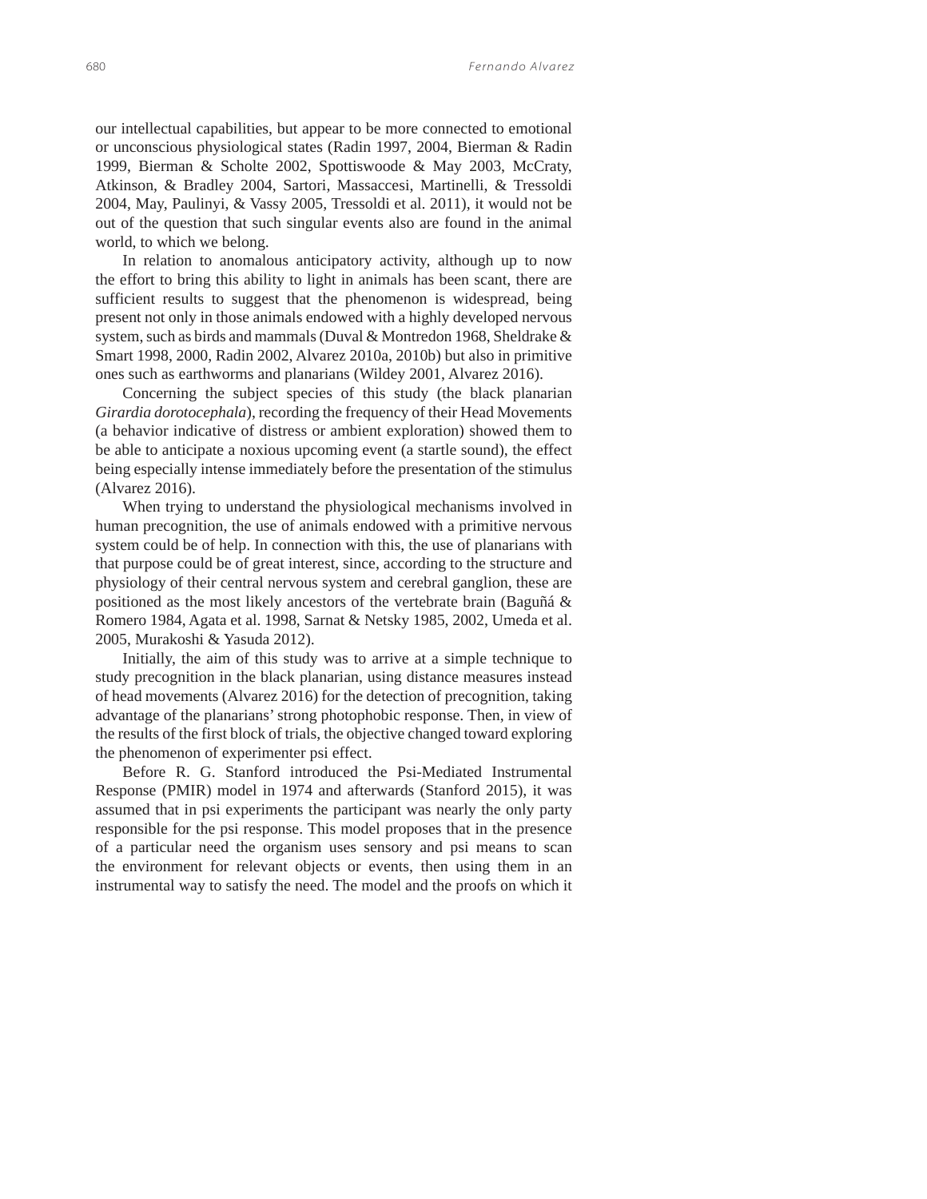our intellectual capabilities, but appear to be more connected to emotional or unconscious physiological states (Radin 1997, 2004, Bierman & Radin 1999, Bierman & Scholte 2002, Spottiswoode & May 2003, McCraty, Atkinson, & Bradley 2004, Sartori, Massaccesi, Martinelli, & Tressoldi 2004, May, Paulinyi, & Vassy 2005, Tressoldi et al. 2011), it would not be out of the question that such singular events also are found in the animal world, to which we belong.

In relation to anomalous anticipatory activity, although up to now the effort to bring this ability to light in animals has been scant, there are sufficient results to suggest that the phenomenon is widespread, being present not only in those animals endowed with a highly developed nervous system, such as birds and mammals (Duval & Montredon 1968, Sheldrake & Smart 1998, 2000, Radin 2002, Alvarez 2010a, 2010b) but also in primitive ones such as earthworms and planarians (Wildey 2001, Alvarez 2016).

Concerning the subject species of this study (the black planarian *Girardia dorotocephala*), recording the frequency of their Head Movements (a behavior indicative of distress or ambient exploration) showed them to be able to anticipate a noxious upcoming event (a startle sound), the effect being especially intense immediately before the presentation of the stimulus (Alvarez 2016).

When trying to understand the physiological mechanisms involved in human precognition, the use of animals endowed with a primitive nervous system could be of help. In connection with this, the use of planarians with that purpose could be of great interest, since, according to the structure and physiology of their central nervous system and cerebral ganglion, these are positioned as the most likely ancestors of the vertebrate brain (Baguñá & Romero 1984, Agata et al. 1998, Sarnat & Netsky 1985, 2002, Umeda et al. 2005, Murakoshi & Yasuda 2012).

Initially, the aim of this study was to arrive at a simple technique to study precognition in the black planarian, using distance measures instead of head movements (Alvarez 2016) for the detection of precognition, taking advantage of the planarians' strong photophobic response. Then, in view of the results of the first block of trials, the objective changed toward exploring the phenomenon of experimenter psi effect.

Before R. G. Stanford introduced the Psi-Mediated Instrumental Response (PMIR) model in 1974 and afterwards (Stanford 2015), it was assumed that in psi experiments the participant was nearly the only party responsible for the psi response. This model proposes that in the presence of a particular need the organism uses sensory and psi means to scan the environment for relevant objects or events, then using them in an instrumental way to satisfy the need. The model and the proofs on which it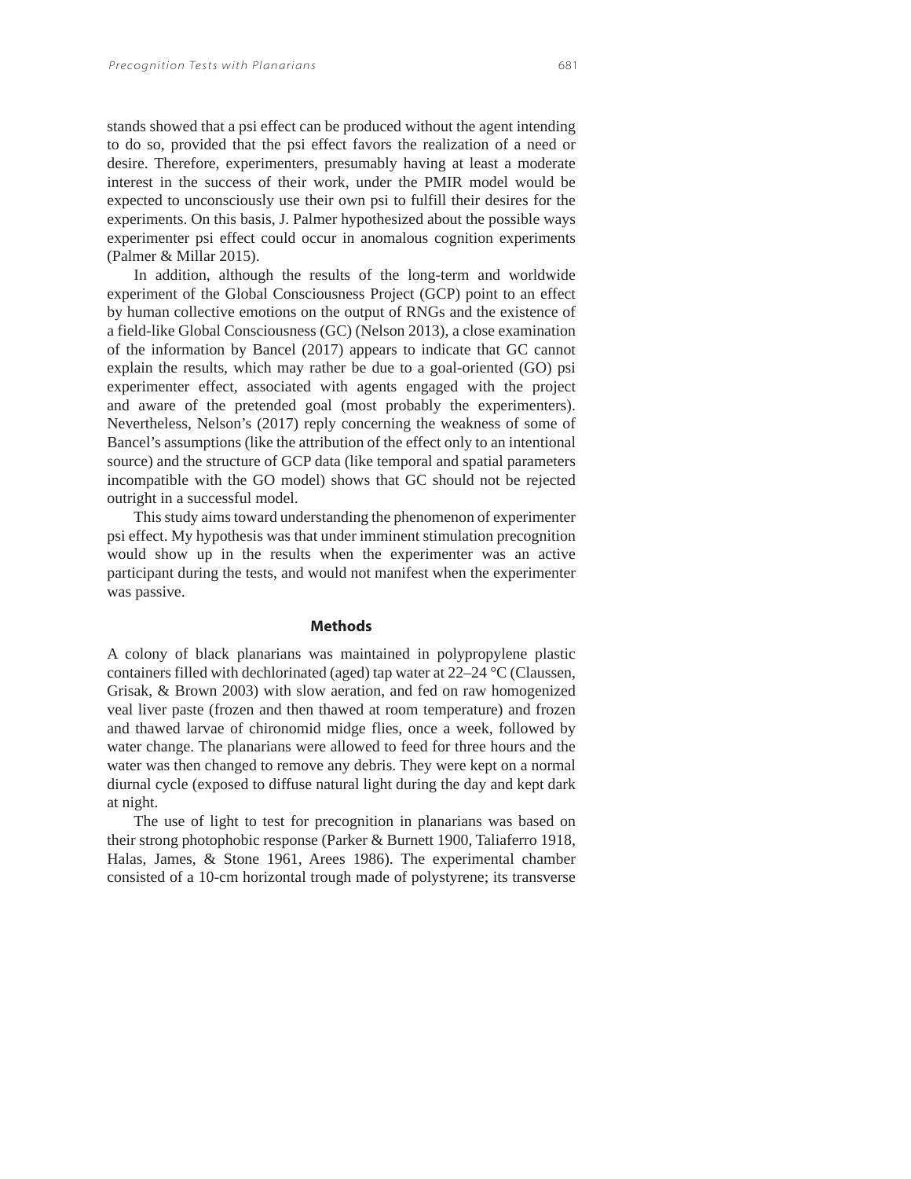stands showed that a psi effect can be produced without the agent intending to do so, provided that the psi effect favors the realization of a need or desire. Therefore, experimenters, presumably having at least a moderate interest in the success of their work, under the PMIR model would be expected to unconsciously use their own psi to fulfill their desires for the experiments. On this basis, J. Palmer hypothesized about the possible ways experimenter psi effect could occur in anomalous cognition experiments (Palmer & Millar 2015).

In addition, although the results of the long-term and worldwide experiment of the Global Consciousness Project (GCP) point to an effect by human collective emotions on the output of RNGs and the existence of a field-like Global Consciousness (GC) (Nelson 2013), a close examination of the information by Bancel (2017) appears to indicate that GC cannot explain the results, which may rather be due to a goal-oriented (GO) psi experimenter effect, associated with agents engaged with the project and aware of the pretended goal (most probably the experimenters). Nevertheless, Nelson's (2017) reply concerning the weakness of some of Bancel's assumptions (like the attribution of the effect only to an intentional source) and the structure of GCP data (like temporal and spatial parameters incompatible with the GO model) shows that GC should not be rejected outright in a successful model.

This study aims toward understanding the phenomenon of experimenter psi effect. My hypothesis was that under imminent stimulation precognition would show up in the results when the experimenter was an active participant during the tests, and would not manifest when the experimenter was passive.

## Methods

A colony of black planarians was maintained in polypropylene plastic containers filled with dechlorinated (aged) tap water at 22–24 °C (Claussen, Grisak, & Brown 2003) with slow aeration, and fed on raw homogenized veal liver paste (frozen and then thawed at room temperature) and frozen and thawed larvae of chironomid midge flies, once a week, followed by water change. The planarians were allowed to feed for three hours and the water was then changed to remove any debris. They were kept on a normal diurnal cycle (exposed to diffuse natural light during the day and kept dark at night.

The use of light to test for precognition in planarians was based on their strong photophobic response (Parker & Burnett 1900, Taliaferro 1918, Halas, James, & Stone 1961, Arees 1986). The experimental chamber consisted of a 10-cm horizontal trough made of polystyrene; its transverse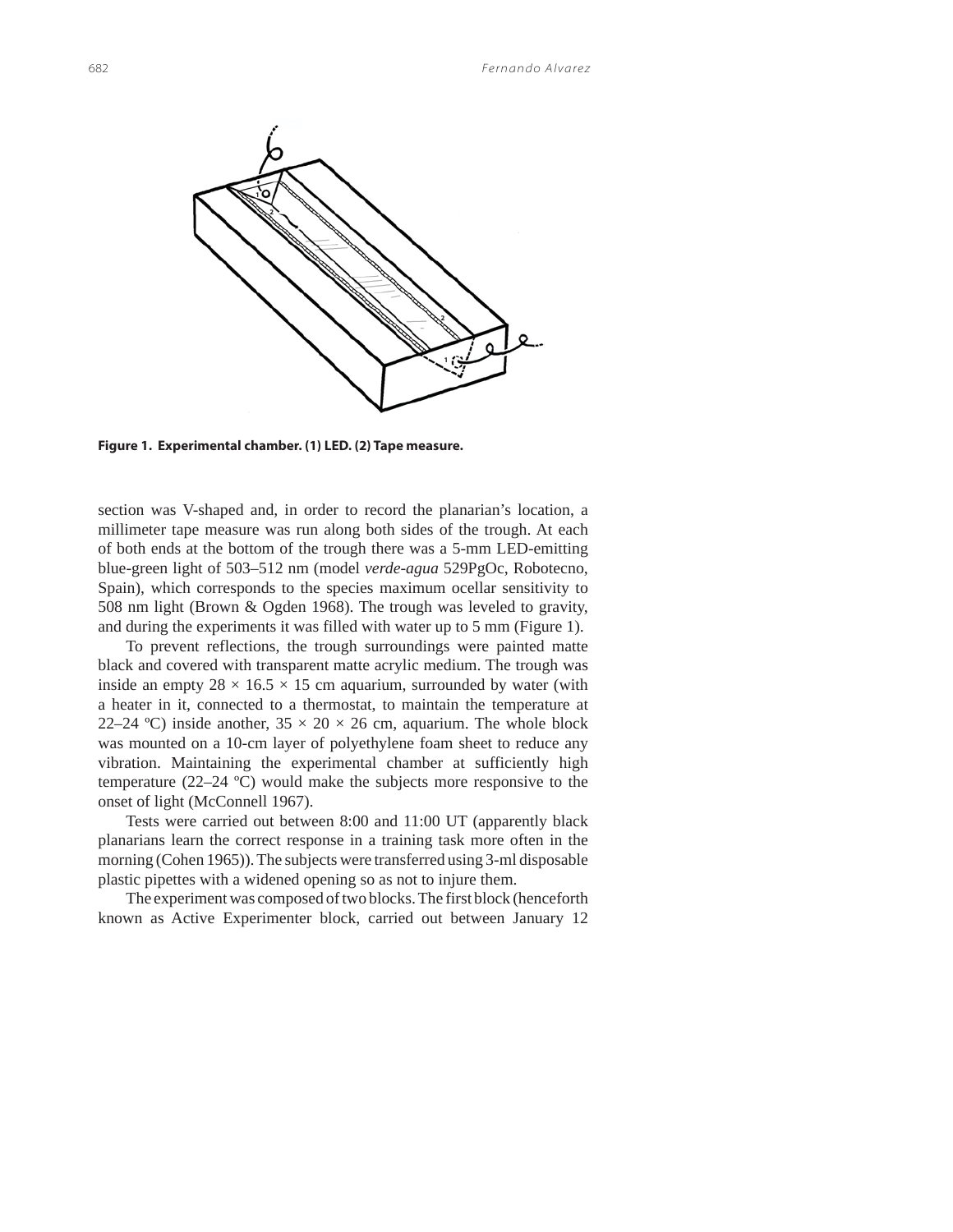**Figure 1. Experimental chamber. (1) LED. (2) Tape measure.**

section was V-shaped and, in order to record the planarian's location, a millimeter tape measure was run along both sides of the trough. At each of both ends at the bottom of the trough there was a 5-mm LED-emitting blue-green light of 503–512 nm (model *verde-agua* 529PgOc, Robotecno, Spain), which corresponds to the species maximum ocellar sensitivity to 508 nm light (Brown & Ogden 1968). The trough was leveled to gravity, and during the experiments it was filled with water up to 5 mm (Figure 1).

To prevent reflections, the trough surroundings were painted matte black and covered with transparent matte acrylic medium. The trough was inside an empty 28 × 16.5 × 15 cm aquarium, surrounded by water (with a heater in it, connected to a thermostat, to maintain the temperature at 22–24 ºC) inside another, 35 × 20 × 26 cm, aquarium. The whole block was mounted on a 10-cm layer of polyethylene foam sheet to reduce any vibration. Maintaining the experimental chamber at sufficiently high temperature (22–24 ºC) would make the subjects more responsive to the onset of light (McConnell 1967).

Tests were carried out between 8:00 and 11:00 UT (apparently black planarians learn the correct response in a training task more often in the morning (Cohen 1965)). The subjects were transferred using 3-ml disposable plastic pipettes with a widened opening so as not to injure them.

The experiment was composed of two blocks. The first block (henceforth known as Active Experimenter block, carried out between January 12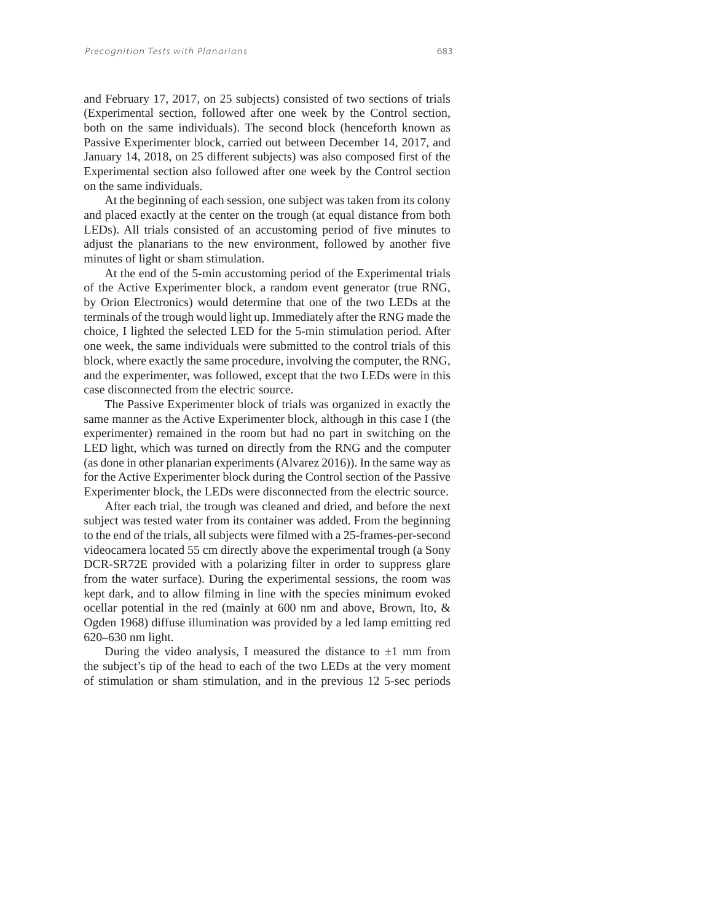and February 17, 2017, on 25 subjects) consisted of two sections of trials (Experimental section, followed after one week by the Control section, both on the same individuals). The second block (henceforth known as Passive Experimenter block, carried out between December 14, 2017, and January 14, 2018, on 25 different subjects) was also composed first of the Experimental section also followed after one week by the Control section on the same individuals.

At the beginning of each session, one subject was taken from its colony and placed exactly at the center on the trough (at equal distance from both LEDs). All trials consisted of an accustoming period of five minutes to adjust the planarians to the new environment, followed by another five minutes of light or sham stimulation.

At the end of the 5-min accustoming period of the Experimental trials of the Active Experimenter block, a random event generator (true RNG, by Orion Electronics) would determine that one of the two LEDs at the terminals of the trough would light up. Immediately after the RNG made the choice, I lighted the selected LED for the 5-min stimulation period. After one week, the same individuals were submitted to the control trials of this block, where exactly the same procedure, involving the computer, the RNG, and the experimenter, was followed, except that the two LEDs were in this case disconnected from the electric source.

The Passive Experimenter block of trials was organized in exactly the same manner as the Active Experimenter block, although in this case I (the experimenter) remained in the room but had no part in switching on the LED light, which was turned on directly from the RNG and the computer (as done in other planarian experiments (Alvarez 2016)). In the same way as for the Active Experimenter block during the Control section of the Passive Experimenter block, the LEDs were disconnected from the electric source.

After each trial, the trough was cleaned and dried, and before the next subject was tested water from its container was added. From the beginning to the end of the trials, all subjects were filmed with a 25-frames-per-second videocamera located 55 cm directly above the experimental trough (a Sony DCR-SR72E provided with a polarizing filter in order to suppress glare from the water surface). During the experimental sessions, the room was kept dark, and to allow filming in line with the species minimum evoked ocellar potential in the red (mainly at 600 nm and above, Brown, Ito, & Ogden 1968) diffuse illumination was provided by a led lamp emitting red 620–630 nm light.

During the video analysis, I measured the distance to ±1 mm from the subject's tip of the head to each of the two LEDs at the very moment of stimulation or sham stimulation, and in the previous 12 5-sec periods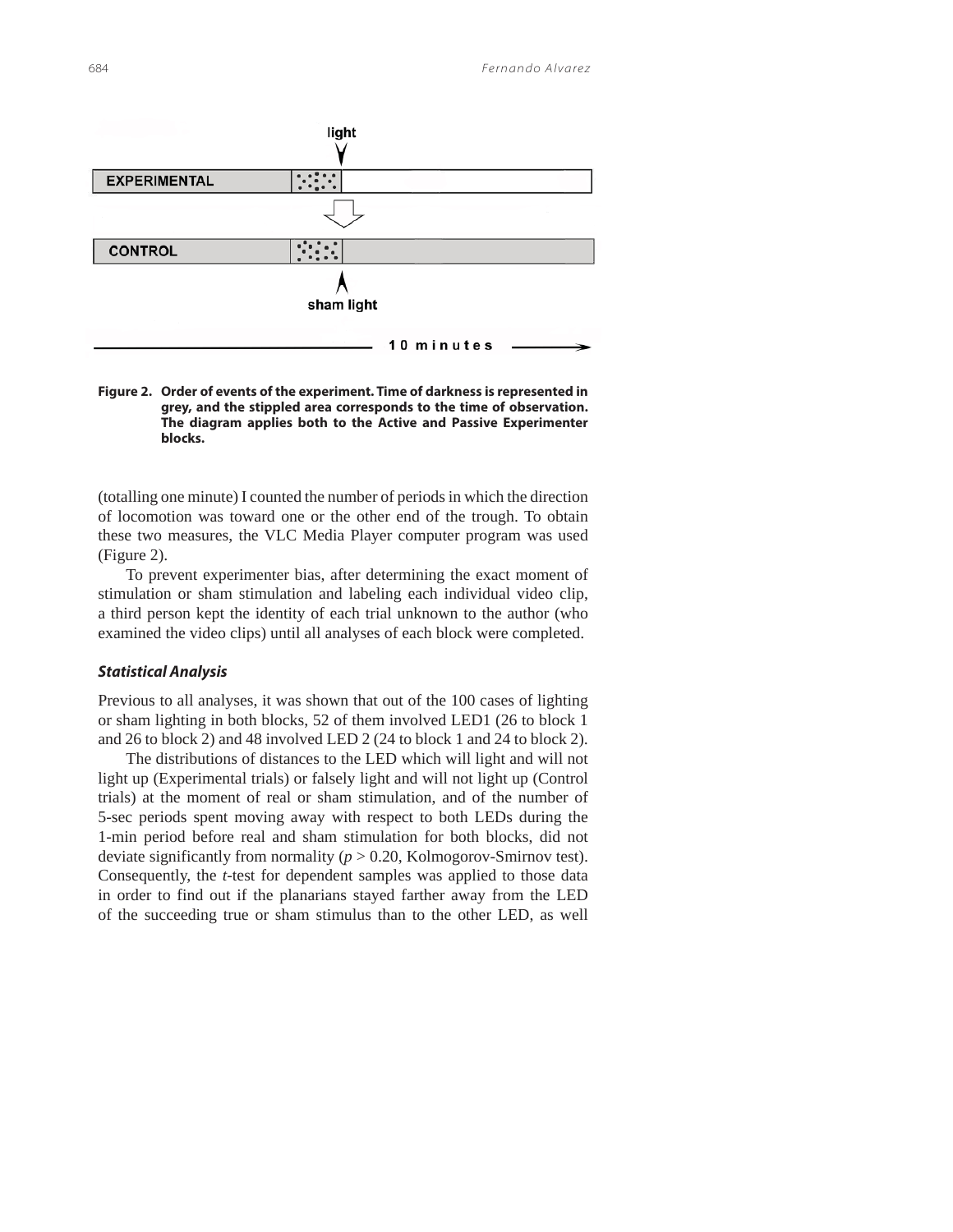**Figure 2. Order of events of the experiment. Time of darkness is represented in grey, and the stippled area corresponds to the time of observation. The diagram applies both to the Active and Passive Experimenter blocks.**

(totalling one minute) I counted the number of periods in which the direction of locomotion was toward one or the other end of the trough. To obtain these two measures, the VLC Media Player computer program was used (Figure 2).

To prevent experimenter bias, after determining the exact moment of stimulation or sham stimulation and labeling each individual video clip, a third person kept the identity of each trial unknown to the author (who examined the video clips) until all analyses of each block were completed.

### *Statistical Analysis*

Previous to all analyses, it was shown that out of the 100 cases of lighting or sham lighting in both blocks, 52 of them involved LED1 (26 to block 1 and 26 to block 2) and 48 involved LED 2 (24 to block 1 and 24 to block 2).

The distributions of distances to the LED which will light and will not light up (Experimental trials) or falsely light and will not light up (Control trials) at the moment of real or sham stimulation, and of the number of 5-sec periods spent moving away with respect to both LEDs during the 1-min period before real and sham stimulation for both blocks, did not deviate significantly from normality ($p > 0.20$, Kolmogorov-Smirnov test). Consequently, the *t*-test for dependent samples was applied to those data in order to find out if the planarians stayed farther away from the LED of the succeeding true or sham stimulus than to the other LED, as well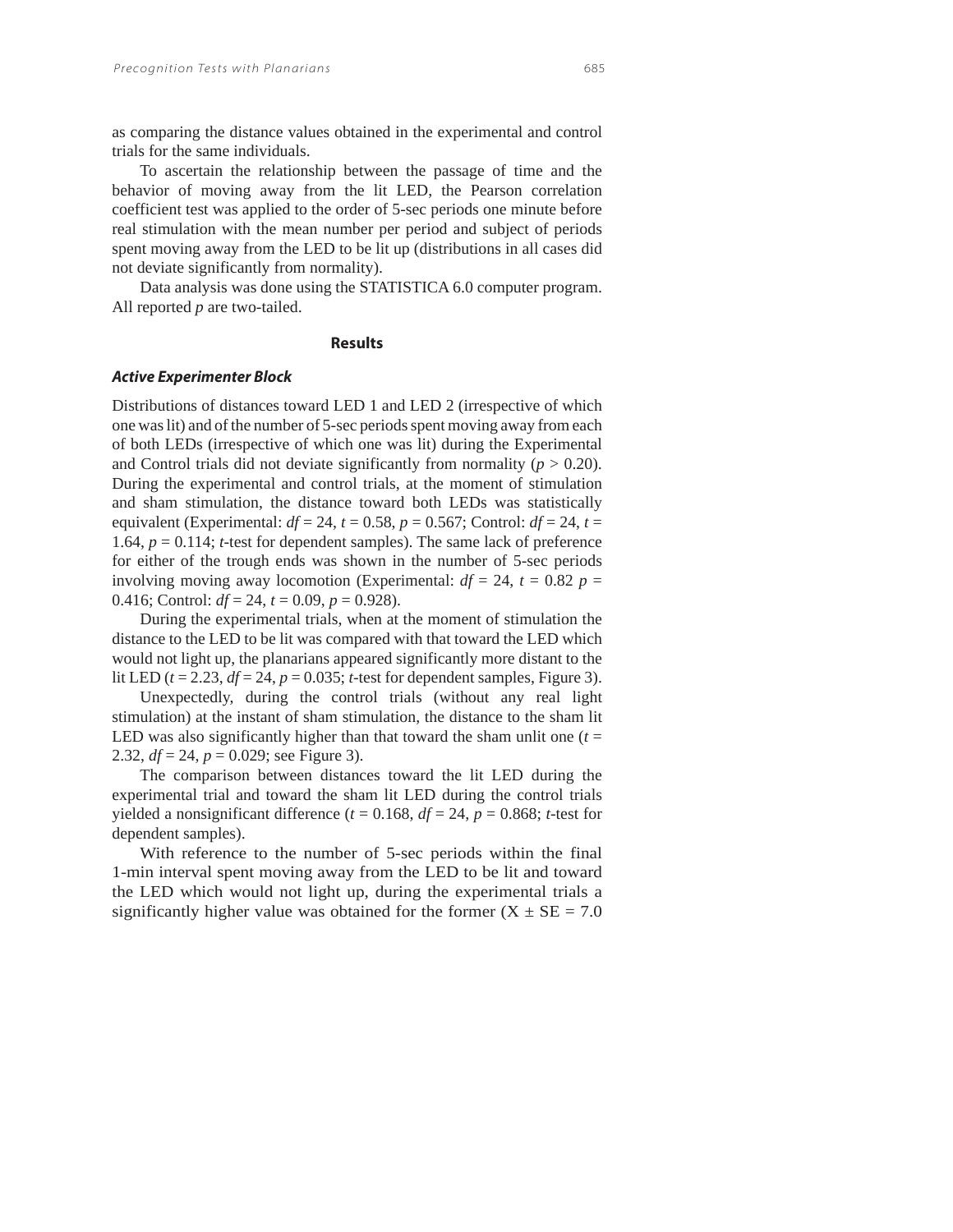as comparing the distance values obtained in the experimental and control trials for the same individuals.

To ascertain the relationship between the passage of time and the behavior of moving away from the lit LED, the Pearson correlation coefficient test was applied to the order of 5-sec periods one minute before real stimulation with the mean number per period and subject of periods spent moving away from the LED to be lit up (distributions in all cases did not deviate significantly from normality).

Data analysis was done using the STATISTICA 6.0 computer program. All reported $p$ are two-tailed.

## Results

### *Active Experimenter Block*

Distributions of distances toward LED 1 and LED 2 (irrespective of which one was lit) and of the number of 5-sec periods spent moving away from each of both LEDs (irrespective of which one was lit) during the Experimental and Control trials did not deviate significantly from normality ($p > 0.20$). During the experimental and control trials, at the moment of stimulation and sham stimulation, the distance toward both LEDs was statistically equivalent (Experimental: $df = 24$, $t = 0.58$, $p = 0.567$; Control: $df = 24$, $t = 1.64$, $p = 0.114$; *t*-test for dependent samples). The same lack of preference for either of the trough ends was shown in the number of 5-sec periods involving moving away locomotion (Experimental: $df = 24$, $t = 0.82$ $p = 0.416$; Control: $df = 24$, $t = 0.09$, $p = 0.928$).

During the experimental trials, when at the moment of stimulation the distance to the LED to be lit was compared with that toward the LED which would not light up, the planarians appeared significantly more distant to the lit LED ($t = 2.23$, $df = 24$, $p = 0.035$; *t*-test for dependent samples, Figure 3).

Unexpectedly, during the control trials (without any real light stimulation) at the instant of sham stimulation, the distance to the sham lit LED was also significantly higher than that toward the sham unlit one ($t = 2.32$, $df = 24$, $p = 0.029$; see Figure 3).

The comparison between distances toward the lit LED during the experimental trial and toward the sham lit LED during the control trials yielded a nonsignificant difference ($t = 0.168$, $df = 24$, $p = 0.868$; *t*-test for dependent samples).

With reference to the number of 5-sec periods within the final 1-min interval spent moving away from the LED to be lit and toward the LED which would not light up, during the experimental trials a significantly higher value was obtained for the former ($X \pm SE = 7.0$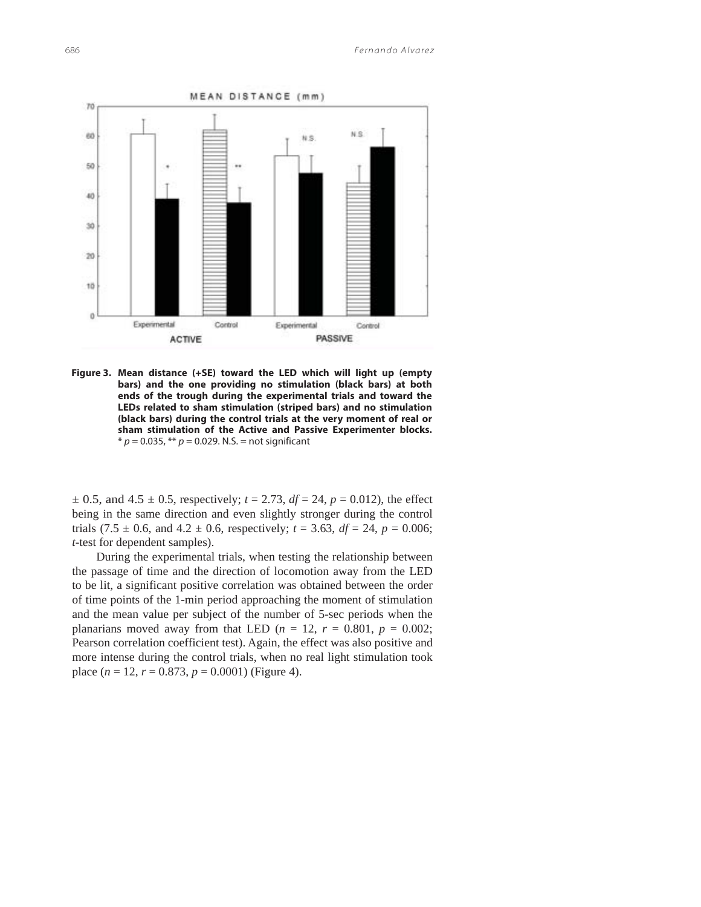Figure 3. Mean distance (+SE) toward the LED which will light up (empty bars) and the one providing no stimulation (black bars) at both ends of the trough during the experimental trials and toward the LEDs related to sham stimulation (striped bars) and no stimulation (black bars) during the control trials at the very moment of real or sham stimulation of the Active and Passive Experimenter blocks. * $p = 0.035$, ** $p = 0.029$. N.S. = not significant

± 0.5, and 4.5 ± 0.5, respectively; $t = 2.73$, $df = 24$, $p = 0.012$), the effect being in the same direction and even slightly stronger during the control trials (7.5 ± 0.6, and 4.2 ± 0.6, respectively; $t = 3.63$, $df = 24$, $p = 0.006$; *t*-test for dependent samples).

During the experimental trials, when testing the relationship between the passage of time and the direction of locomotion away from the LED to be lit, a significant positive correlation was obtained between the order of time points of the 1-min period approaching the moment of stimulation and the mean value per subject of the number of 5-sec periods when the planarians moved away from that LED ($n = 12$, $r = 0.801$, $p = 0.002$; Pearson correlation coefficient test). Again, the effect was also positive and more intense during the control trials, when no real light stimulation took place ($n = 12$, $r = 0.873$, $p = 0.0001$) (Figure 4).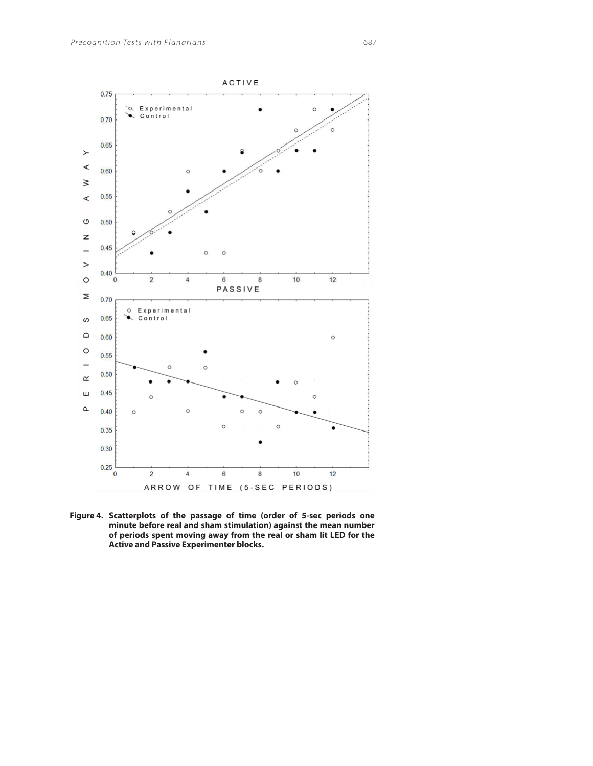**Figure 4. Scatterplots of the passage of time (order of 5-sec periods one minute before real and sham stimulation) against the mean number of periods spent moving away from the real or sham lit LED for the Active and Passive Experimenter blocks.**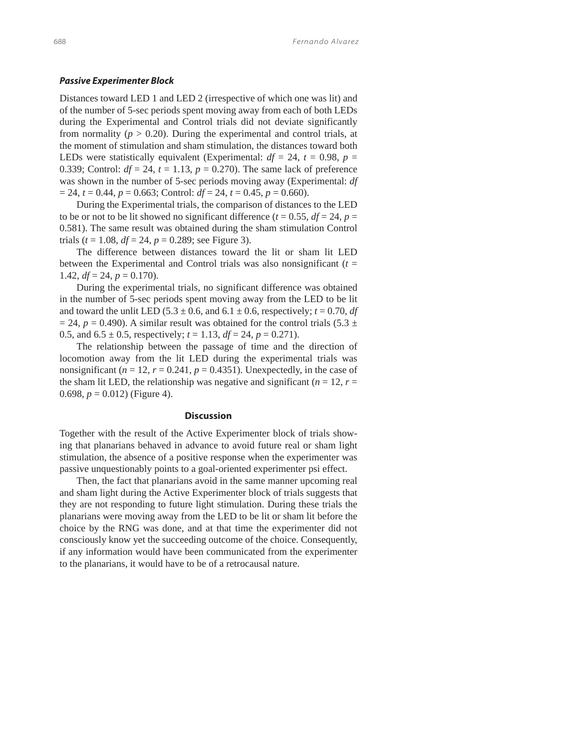### *Passive Experimenter Block*

Distances toward LED 1 and LED 2 (irrespective of which one was lit) and of the number of 5-sec periods spent moving away from each of both LEDs during the Experimental and Control trials did not deviate significantly from normality ($p > 0.20$). During the experimental and control trials, at the moment of stimulation and sham stimulation, the distances toward both LEDs were statistically equivalent (Experimental: $df = 24$, $t = 0.98$, $p = 0.339$; Control: $df = 24$, $t = 1.13$, $p = 0.270$). The same lack of preference was shown in the number of 5-sec periods moving away (Experimental: $df = 24$, $t = 0.44$, $p = 0.663$; Control: $df = 24$, $t = 0.45$, $p = 0.660$).

During the Experimental trials, the comparison of distances to the LED to be or not to be lit showed no significant difference ($t = 0.55$, $df = 24$, $p = 0.581$). The same result was obtained during the sham stimulation Control trials ($t = 1.08$, $df = 24$, $p = 0.289$; see Figure 3).

The difference between distances toward the lit or sham lit LED between the Experimental and Control trials was also nonsignificant ($t = 1.42$, $df = 24$, $p = 0.170$).

During the experimental trials, no significant difference was obtained in the number of 5-sec periods spent moving away from the LED to be lit and toward the unlit LED ($5.3 \pm 0.6$, and $6.1 \pm 0.6$, respectively; $t = 0.70$, $df = 24$, $p = 0.490$). A similar result was obtained for the control trials ($5.3 \pm 0.5$, and $6.5 \pm 0.5$, respectively; $t = 1.13$, $df = 24$, $p = 0.271$).

The relationship between the passage of time and the direction of locomotion away from the lit LED during the experimental trials was nonsignificant ($n = 12$, $r = 0.241$, $p = 0.4351$). Unexpectedly, in the case of the sham lit LED, the relationship was negative and significant ($n = 12$, $r = 0.698$, $p = 0.012$) (Figure 4).

## Discussion

Together with the result of the Active Experimenter block of trials showing that planarians behaved in advance to avoid future real or sham light stimulation, the absence of a positive response when the experimenter was passive unquestionably points to a goal-oriented experimenter psi effect.

Then, the fact that planarians avoid in the same manner upcoming real and sham light during the Active Experimenter block of trials suggests that they are not responding to future light stimulation. During these trials the planarians were moving away from the LED to be lit or sham lit before the choice by the RNG was done, and at that time the experimenter did not consciously know yet the succeeding outcome of the choice. Consequently, if any information would have been communicated from the experimenter to the planarians, it would have to be of a retrocausal nature.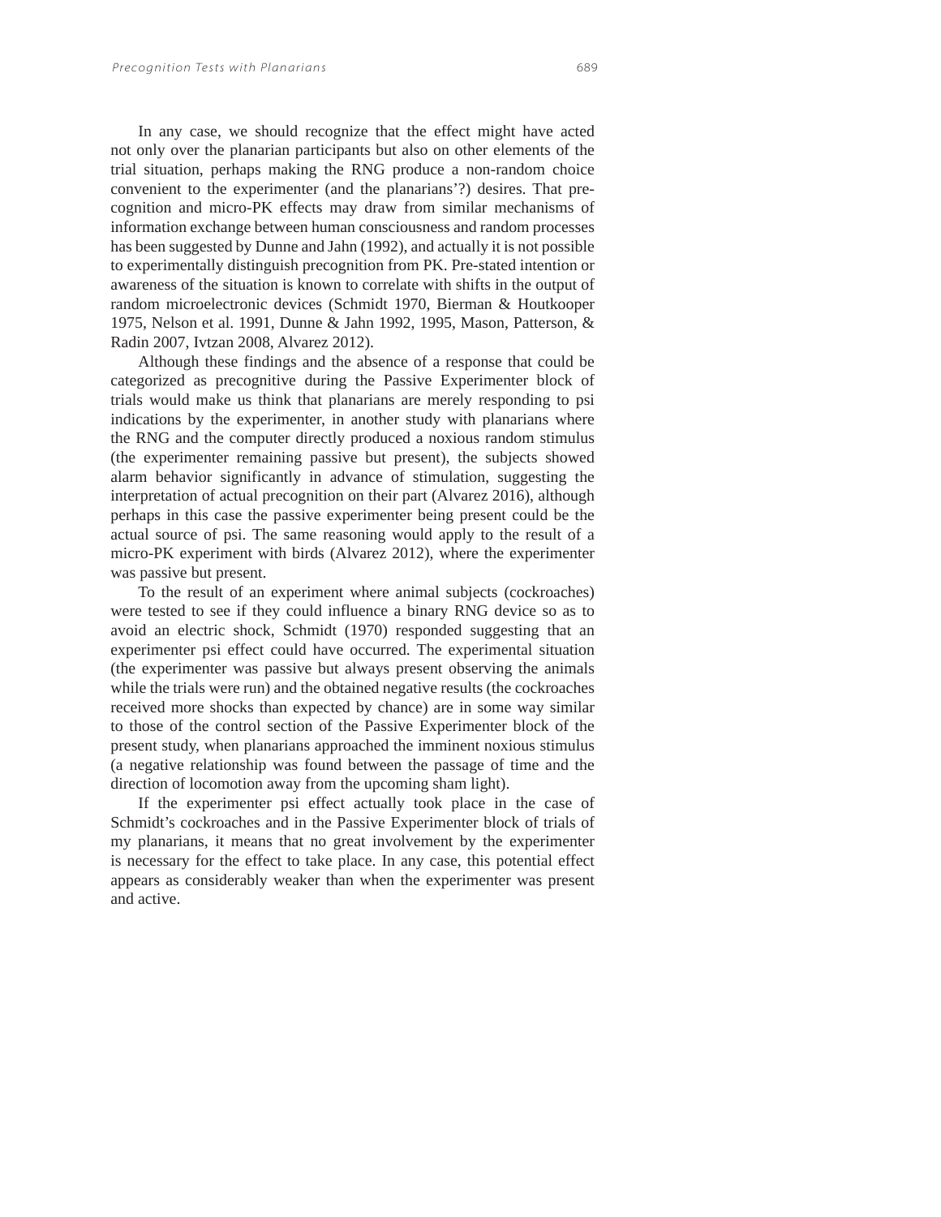In any case, we should recognize that the effect might have acted not only over the planarian participants but also on other elements of the trial situation, perhaps making the RNG produce a non-random choice convenient to the experimenter (and the planarians'?) desires. That precognition and micro-PK effects may draw from similar mechanisms of information exchange between human consciousness and random processes has been suggested by Dunne and Jahn (1992), and actually it is not possible to experimentally distinguish precognition from PK. Pre-stated intention or awareness of the situation is known to correlate with shifts in the output of random microelectronic devices (Schmidt 1970, Bierman & Houtkooper 1975, Nelson et al. 1991, Dunne & Jahn 1992, 1995, Mason, Patterson, & Radin 2007, Ivtzan 2008, Alvarez 2012).

Although these findings and the absence of a response that could be categorized as precognitive during the Passive Experimenter block of trials would make us think that planarians are merely responding to psi indications by the experimenter, in another study with planarians where the RNG and the computer directly produced a noxious random stimulus (the experimenter remaining passive but present), the subjects showed alarm behavior significantly in advance of stimulation, suggesting the interpretation of actual precognition on their part (Alvarez 2016), although perhaps in this case the passive experimenter being present could be the actual source of psi. The same reasoning would apply to the result of a micro-PK experiment with birds (Alvarez 2012), where the experimenter was passive but present.

To the result of an experiment where animal subjects (cockroaches) were tested to see if they could influence a binary RNG device so as to avoid an electric shock, Schmidt (1970) responded suggesting that an experimenter psi effect could have occurred. The experimental situation (the experimenter was passive but always present observing the animals while the trials were run) and the obtained negative results (the cockroaches received more shocks than expected by chance) are in some way similar to those of the control section of the Passive Experimenter block of the present study, when planarians approached the imminent noxious stimulus (a negative relationship was found between the passage of time and the direction of locomotion away from the upcoming sham light).

If the experimenter psi effect actually took place in the case of Schmidt's cockroaches and in the Passive Experimenter block of trials of my planarians, it means that no great involvement by the experimenter is necessary for the effect to take place. In any case, this potential effect appears as considerably weaker than when the experimenter was present and active.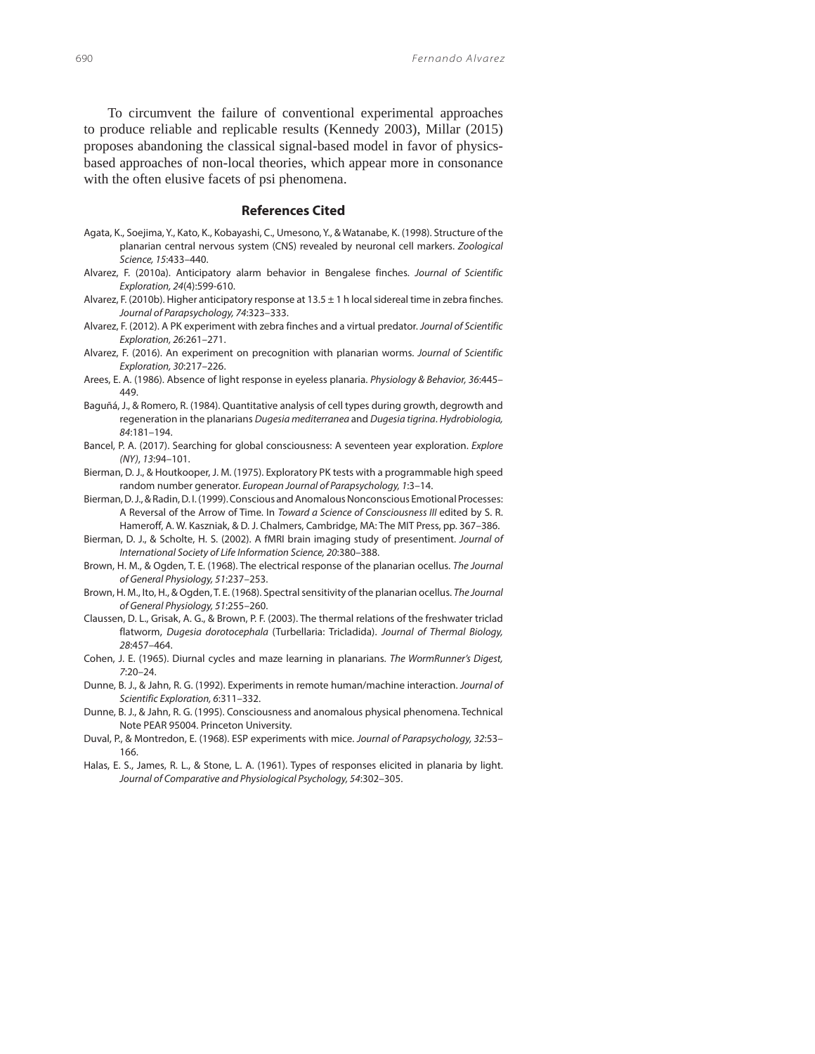To circumvent the failure of conventional experimental approaches to produce reliable and replicable results (Kennedy 2003), Millar (2015) proposes abandoning the classical signal-based model in favor of physics-based approaches of non-local theories, which appear more in consonance with the often elusive facets of psi phenomena.

## References Cited

Agata, K., Soejima, Y., Kato, K., Kobayashi, C., Umesono, Y., & Watanabe, K. (1998). Structure of the planarian central nervous system (CNS) revealed by neuronal cell markers. *Zoological Science, 15*:433–440.

Alvarez, F. (2010a). Anticipatory alarm behavior in Bengalese finches. *Journal of Scientific Exploration, 24*(4):599-610.

Alvarez, F. (2010b). Higher anticipatory response at 13.5 ± 1 h local sidereal time in zebra finches. *Journal of Parapsychology, 74*:323–333.

Alvarez, F. (2012). A PK experiment with zebra finches and a virtual predator. *Journal of Scientific Exploration, 26*:261–271.

Alvarez, F. (2016). An experiment on precognition with planarian worms. *Journal of Scientific Exploration, 30*:217–226.

Arees, E. A. (1986). Absence of light response in eyeless planaria. *Physiology & Behavior, 36*:445–449.

Baguñá, J., & Romero, R. (1984). Quantitative analysis of cell types during growth, degrowth and regeneration in the planarians *Dugesia mediterranea* and *Dugesia tigrina*. *Hydrobiologia, 84*:181–194.

Bancel, P. A. (2017). Searching for global consciousness: A seventeen year exploration. *Explore (NY)*, *13*:94–101.

Bierman, D. J., & Houtkooper, J. M. (1975). Exploratory PK tests with a programmable high speed random number generator. *European Journal of Parapsychology, 1*:3–14.

Bierman, D. J., & Radin, D. I. (1999). Conscious and Anomalous Nonconscious Emotional Processes: A Reversal of the Arrow of Time. In *Toward a Science of Consciousness III* edited by S. R. Hameroff, A. W. Kaszniak, & D. J. Chalmers, Cambridge, MA: The MIT Press, pp. 367–386.

Bierman, D. J., & Scholte, H. S. (2002). A fMRI brain imaging study of presentiment. *Journal of International Society of Life Information Science, 20*:380–388.

Brown, H. M., & Ogden, T. E. (1968). The electrical response of the planarian ocellus. *The Journal of General Physiology, 51*:237–253.

Brown, H. M., Ito, H., & Ogden, T. E. (1968). Spectral sensitivity of the planarian ocellus. *The Journal of General Physiology, 51*:255–260.

Claussen, D. L., Grisak, A. G., & Brown, P. F. (2003). The thermal relations of the freshwater triclad flatworm, *Dugesia dorotocephala* (Turbellaria: Tricladida). *Journal of Thermal Biology, 28*:457–464.

Cohen, J. E. (1965). Diurnal cycles and maze learning in planarians. *The WormRunner's Digest, 7*:20–24.

Dunne, B. J., & Jahn, R. G. (1992). Experiments in remote human/machine interaction. *Journal of Scientific Exploration, 6*:311–332.

Dunne, B. J., & Jahn, R. G. (1995). Consciousness and anomalous physical phenomena. Technical Note PEAR 95004. Princeton University.

Duval, P., & Montredon, E. (1968). ESP experiments with mice. *Journal of Parapsychology, 32*:53–166.

Halas, E. S., James, R. L., & Stone, L. A. (1961). Types of responses elicited in planaria by light. *Journal of Comparative and Physiological Psychology, 54*:302–305.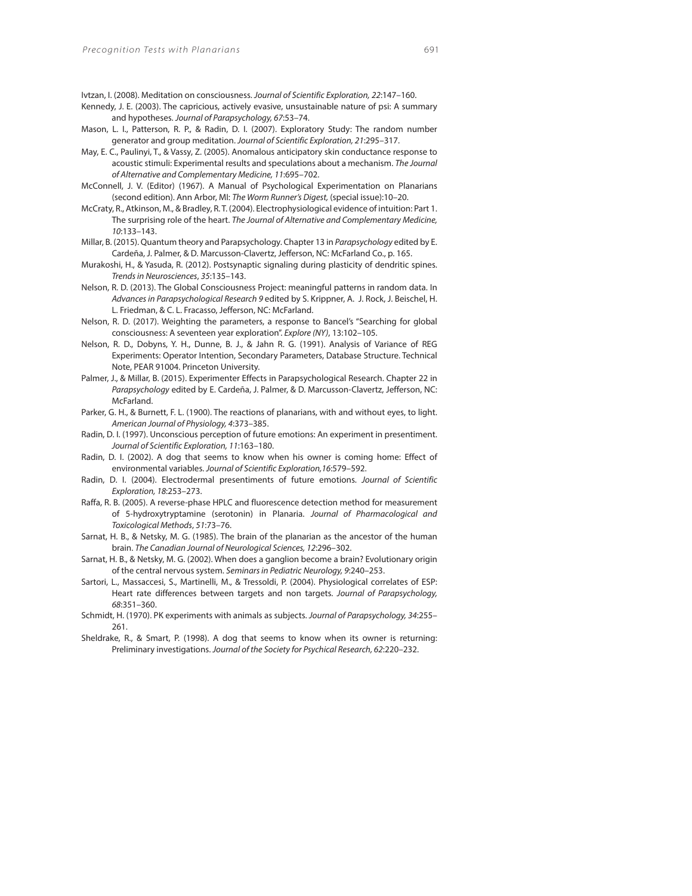Ivtzan, I. (2008). Meditation on consciousness. *Journal of Scientific Exploration, 22*:147–160.

Kennedy, J. E. (2003). The capricious, actively evasive, unsustainable nature of psi: A summary and hypotheses. *Journal of Parapsychology, 67*:53–74.

Mason, L. I., Patterson, R. P., & Radin, D. I. (2007). Exploratory Study: The random number generator and group meditation. *Journal of Scientific Exploration, 21*:295–317.

May, E. C., Paulinyi, T., & Vassy, Z. (2005). Anomalous anticipatory skin conductance response to acoustic stimuli: Experimental results and speculations about a mechanism. *The Journal of Alternative and Complementary Medicine, 11*:695–702.

McConnell, J. V. (Editor) (1967). A Manual of Psychological Experimentation on Planarians (second edition). Ann Arbor, MI: *The Worm Runner's Digest,* (special issue):10–20.

McCraty, R., Atkinson, M., & Bradley, R. T. (2004). Electrophysiological evidence of intuition: Part 1. The surprising role of the heart. *The Journal of Alternative and Complementary Medicine, 10*:133–143.

Millar, B. (2015). Quantum theory and Parapsychology. Chapter 13 in *Parapsychology* edited by E. Cardeña, J. Palmer, & D. Marcusson-Clavertz, Jefferson, NC: McFarland Co., p. 165.

Murakoshi, H., & Yasuda, R. (2012). Postsynaptic signaling during plasticity of dendritic spines. *Trends in Neurosciences*, *35*:135–143.

Nelson, R. D. (2013). The Global Consciousness Project: meaningful patterns in random data. In *Advances in Parapsychological Research 9* edited by S. Krippner, A. J. Rock, J. Beischel, H. L. Friedman, & C. L. Fracasso, Jefferson, NC: McFarland.

Nelson, R. D. (2017). Weighting the parameters, a response to Bancel's "Searching for global consciousness: A seventeen year exploration". *Explore (NY)*, 13:102–105.

Nelson, R. D., Dobyns, Y. H., Dunne, B. J., & Jahn R. G. (1991). Analysis of Variance of REG Experiments: Operator Intention, Secondary Parameters, Database Structure. Technical Note, PEAR 91004. Princeton University.

Palmer, J., & Millar, B. (2015). Experimenter Effects in Parapsychological Research. Chapter 22 in *Parapsychology* edited by E. Cardeña, J. Palmer, & D. Marcusson-Clavertz, Jefferson, NC: McFarland.

Parker, G. H., & Burnett, F. L. (1900). The reactions of planarians, with and without eyes, to light. *American Journal of Physiology, 4*:373–385.

Radin, D. I. (1997). Unconscious perception of future emotions: An experiment in presentiment. *Journal of Scientific Exploration, 11*:163–180.

Radin, D. I. (2002). A dog that seems to know when his owner is coming home: Effect of environmental variables. *Journal of Scientific Exploration,16*:579–592.

Radin, D. I. (2004). Electrodermal presentiments of future emotions. *Journal of Scientific Exploration, 18*:253–273.

Raffa, R. B. (2005). A reverse-phase HPLC and fluorescence detection method for measurement of 5-hydroxytryptamine (serotonin) in Planaria. *Journal of Pharmacological and Toxicological Methods*, *51*:73–76.

Sarnat, H. B., & Netsky, M. G. (1985). The brain of the planarian as the ancestor of the human brain. *The Canadian Journal of Neurological Sciences, 12*:296–302.

Sarnat, H. B., & Netsky, M. G. (2002). When does a ganglion become a brain? Evolutionary origin of the central nervous system. *Seminars in Pediatric Neurology, 9*:240–253.

Sartori, L., Massaccesi, S., Martinelli, M., & Tressoldi, P. (2004). Physiological correlates of ESP: Heart rate differences between targets and non targets. *Journal of Parapsychology, 68*:351–360.

Schmidt, H. (1970). PK experiments with animals as subjects. *Journal of Parapsychology, 34*:255–261.

Sheldrake, R., & Smart, P. (1998). A dog that seems to know when its owner is returning: Preliminary investigations. *Journal of the Society for Psychical Research, 62*:220–232.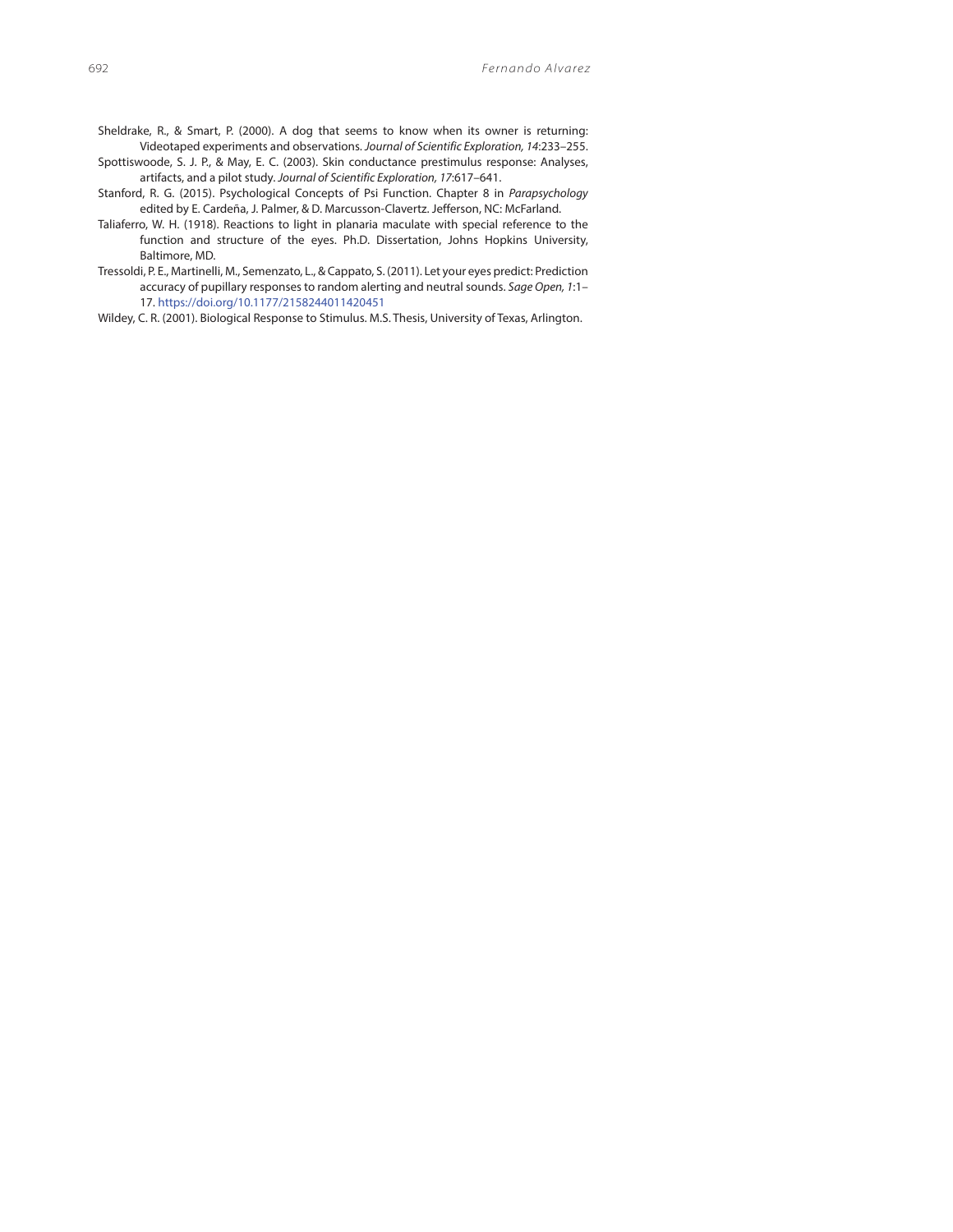Sheldrake, R., & Smart, P. (2000). A dog that seems to know when its owner is returning: Videotaped experiments and observations. *Journal of Scientific Exploration, 14*:233–255.

Spottiswoode, S. J. P., & May, E. C. (2003). Skin conductance prestimulus response: Analyses, artifacts, and a pilot study. *Journal of Scientific Exploration, 17*:617–641.

Stanford, R. G. (2015). Psychological Concepts of Psi Function. Chapter 8 in *Parapsychology* edited by E. Cardeña, J. Palmer, & D. Marcusson-Clavertz. Jefferson, NC: McFarland.

Taliaferro, W. H. (1918). Reactions to light in planaria maculate with special reference to the function and structure of the eyes. Ph.D. Dissertation, Johns Hopkins University, Baltimore, MD.

Tressoldi, P. E., Martinelli, M., Semenzato, L., & Cappato, S. (2011). Let your eyes predict: Prediction accuracy of pupillary responses to random alerting and neutral sounds. *Sage Open, 1*:1–17. https://doi.org/10.1177/2158244011420451

Wildey, C. R. (2001). Biological Response to Stimulus. M.S. Thesis, University of Texas, Arlington.